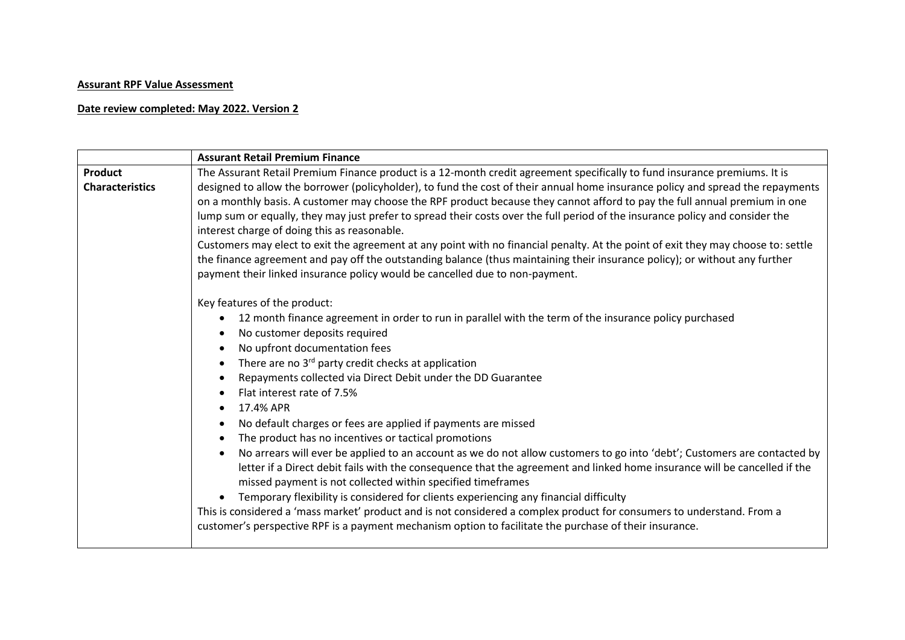**Assurant RPF Value Assessment**

**Date review completed: May 2022. Version 2**

| | **Assurant Retail Premium Finance** |
|---|---|
| **Product Characteristics** | The Assurant Retail Premium Finance product is a 12-month credit agreement specifically to fund insurance premiums. It is designed to allow the borrower (policyholder), to fund the cost of their annual home insurance policy and spread the repayments on a monthly basis. A customer may choose the RPF product because they cannot afford to pay the full annual premium in one lump sum or equally, they may just prefer to spread their costs over the full period of the insurance policy and consider the interest charge of doing this as reasonable.<br>Customers may elect to exit the agreement at any point with no financial penalty. At the point of exit they may choose to: settle the finance agreement and pay off the outstanding balance (thus maintaining their insurance policy); or without any further payment their linked insurance policy would be cancelled due to non-payment.<br><br>Key features of the product:<br>• 12 month finance agreement in order to run in parallel with the term of the insurance policy purchased<br>• No customer deposits required<br>• No upfront documentation fees<br>• There are no 3rd party credit checks at application<br>• Repayments collected via Direct Debit under the DD Guarantee<br>• Flat interest rate of 7.5%<br>• 17.4% APR<br>• No default charges or fees are applied if payments are missed<br>• The product has no incentives or tactical promotions<br>• No arrears will ever be applied to an account as we do not allow customers to go into 'debt'; Customers are contacted by letter if a Direct debit fails with the consequence that the agreement and linked home insurance will be cancelled if the missed payment is not collected within specified timeframes<br>• Temporary flexibility is considered for clients experiencing any financial difficulty<br>This is considered a 'mass market' product and is not considered a complex product for consumers to understand. From a customer's perspective RPF is a payment mechanism option to facilitate the purchase of their insurance. |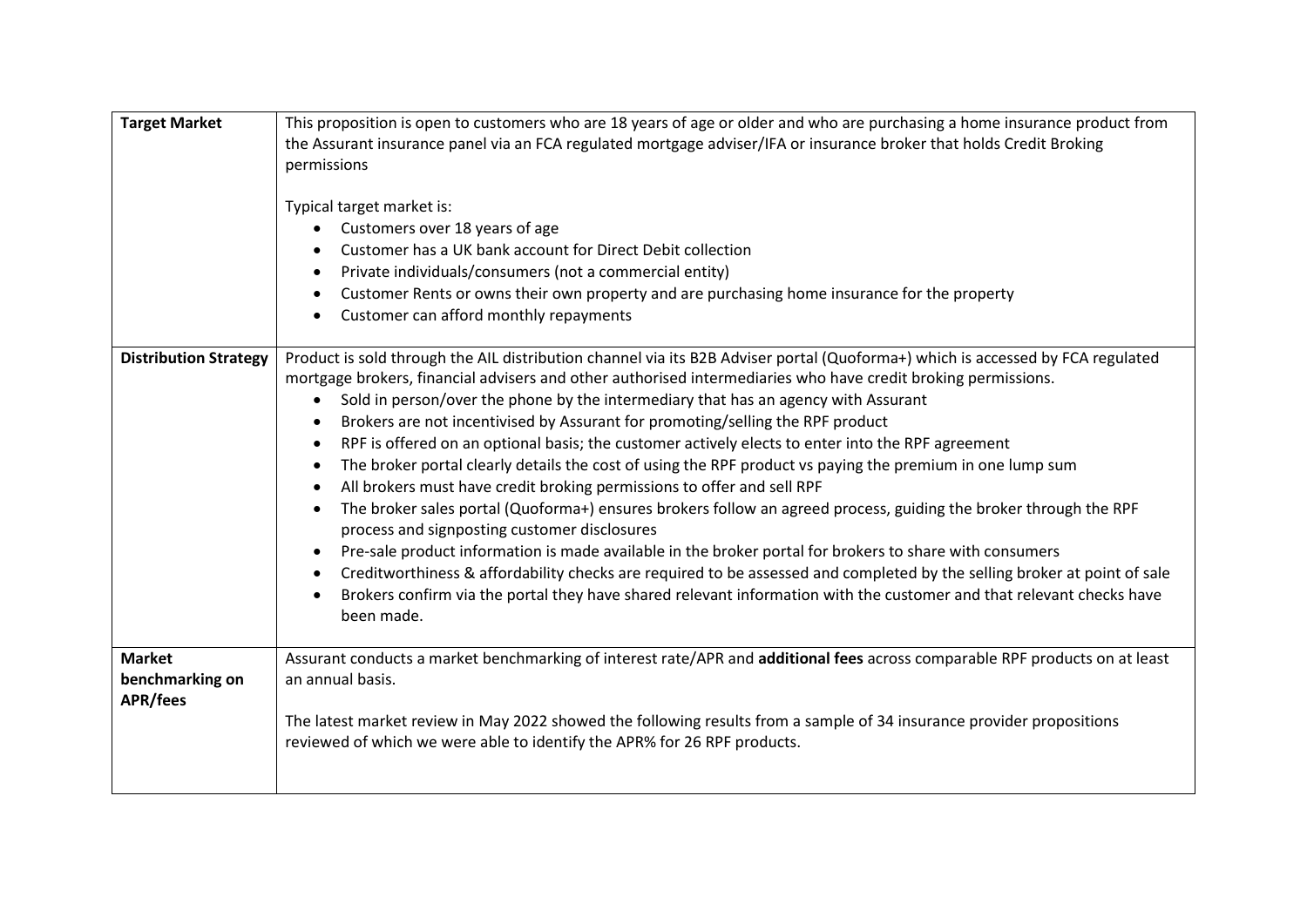| | |
|---|---|
| **Target Market** | This proposition is open to customers who are 18 years of age or older and who are purchasing a home insurance product from the Assurant insurance panel via an FCA regulated mortgage adviser/IFA or insurance broker that holds Credit Broking permissions<br><br>Typical target market is:<br>• Customers over 18 years of age<br>• Customer has a UK bank account for Direct Debit collection<br>• Private individuals/consumers (not a commercial entity)<br>• Customer Rents or owns their own property and are purchasing home insurance for the property<br>• Customer can afford monthly repayments |
| **Distribution Strategy** | Product is sold through the AIL distribution channel via its B2B Adviser portal (Quoforma+) which is accessed by FCA regulated mortgage brokers, financial advisers and other authorised intermediaries who have credit broking permissions.<br>• Sold in person/over the phone by the intermediary that has an agency with Assurant<br>• Brokers are not incentivised by Assurant for promoting/selling the RPF product<br>• RPF is offered on an optional basis; the customer actively elects to enter into the RPF agreement<br>• The broker portal clearly details the cost of using the RPF product vs paying the premium in one lump sum<br>• All brokers must have credit broking permissions to offer and sell RPF<br>• The broker sales portal (Quoforma+) ensures brokers follow an agreed process, guiding the broker through the RPF process and signposting customer disclosures<br>• Pre-sale product information is made available in the broker portal for brokers to share with consumers<br>• Creditworthiness & affordability checks are required to be assessed and completed by the selling broker at point of sale<br>• Brokers confirm via the portal they have shared relevant information with the customer and that relevant checks have been made. |
| **Market benchmarking on APR/fees** | Assurant conducts a market benchmarking of interest rate/APR and **additional fees** across comparable RPF products on at least an annual basis.<br><br>The latest market review in May 2022 showed the following results from a sample of 34 insurance provider propositions reviewed of which we were able to identify the APR% for 26 RPF products. |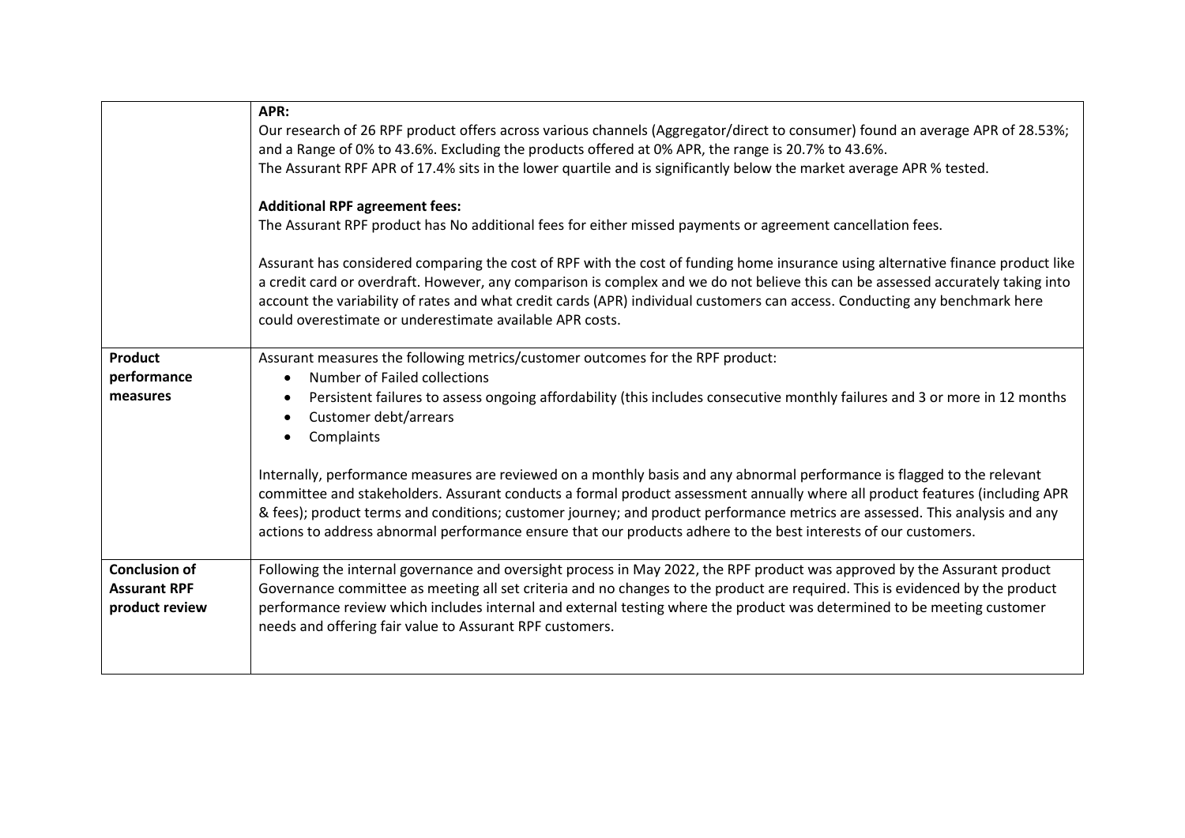| | |
|---|---|
| | **APR:**<br>Our research of 26 RPF product offers across various channels (Aggregator/direct to consumer) found an average APR of 28.53%; and a Range of 0% to 43.6%. Excluding the products offered at 0% APR, the range is 20.7% to 43.6%.<br>The Assurant RPF APR of 17.4% sits in the lower quartile and is significantly below the market average APR % tested.<br><br>**Additional RPF agreement fees:**<br>The Assurant RPF product has No additional fees for either missed payments or agreement cancellation fees.<br><br>Assurant has considered comparing the cost of RPF with the cost of funding home insurance using alternative finance product like a credit card or overdraft. However, any comparison is complex and we do not believe this can be assessed accurately taking into account the variability of rates and what credit cards (APR) individual customers can access. Conducting any benchmark here could overestimate or underestimate available APR costs. |
| **Product performance measures** | Assurant measures the following metrics/customer outcomes for the RPF product:<br>• Number of Failed collections<br>• Persistent failures to assess ongoing affordability (this includes consecutive monthly failures and 3 or more in 12 months<br>• Customer debt/arrears<br>• Complaints<br><br>Internally, performance measures are reviewed on a monthly basis and any abnormal performance is flagged to the relevant committee and stakeholders. Assurant conducts a formal product assessment annually where all product features (including APR & fees); product terms and conditions; customer journey; and product performance metrics are assessed. This analysis and any actions to address abnormal performance ensure that our products adhere to the best interests of our customers. |
| **Conclusion of Assurant RPF product review** | Following the internal governance and oversight process in May 2022, the RPF product was approved by the Assurant product Governance committee as meeting all set criteria and no changes to the product are required. This is evidenced by the product performance review which includes internal and external testing where the product was determined to be meeting customer needs and offering fair value to Assurant RPF customers. |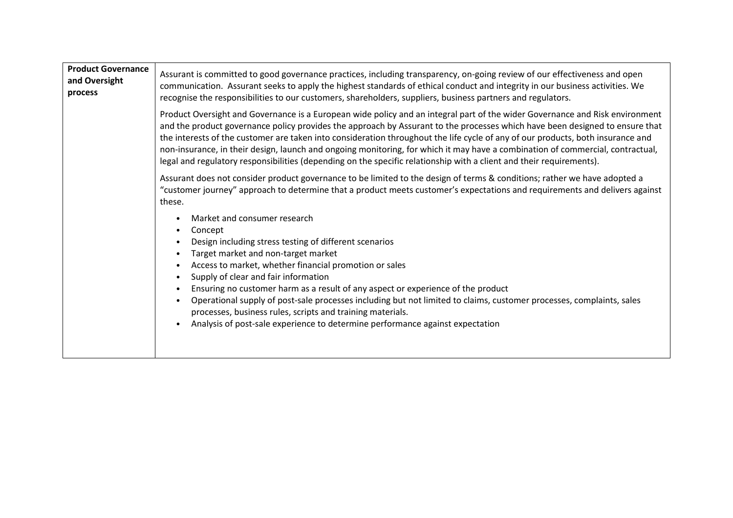| | |
|---|---|
| **Product Governance and Oversight process** | Assurant is committed to good governance practices, including transparency, on-going review of our effectiveness and open communication. Assurant seeks to apply the highest standards of ethical conduct and integrity in our business activities. We recognise the responsibilities to our customers, shareholders, suppliers, business partners and regulators.<br><br>Product Oversight and Governance is a European wide policy and an integral part of the wider Governance and Risk environment and the product governance policy provides the approach by Assurant to the processes which have been designed to ensure that the interests of the customer are taken into consideration throughout the life cycle of any of our products, both insurance and non-insurance, in their design, launch and ongoing monitoring, for which it may have a combination of commercial, contractual, legal and regulatory responsibilities (depending on the specific relationship with a client and their requirements).<br><br>Assurant does not consider product governance to be limited to the design of terms & conditions; rather we have adopted a "customer journey" approach to determine that a product meets customer's expectations and requirements and delivers against these.<br><br>• Market and consumer research<br>• Concept<br>• Design including stress testing of different scenarios<br>• Target market and non-target market<br>• Access to market, whether financial promotion or sales<br>• Supply of clear and fair information<br>• Ensuring no customer harm as a result of any aspect or experience of the product<br>• Operational supply of post-sale processes including but not limited to claims, customer processes, complaints, sales processes, business rules, scripts and training materials.<br>• Analysis of post-sale experience to determine performance against expectation |